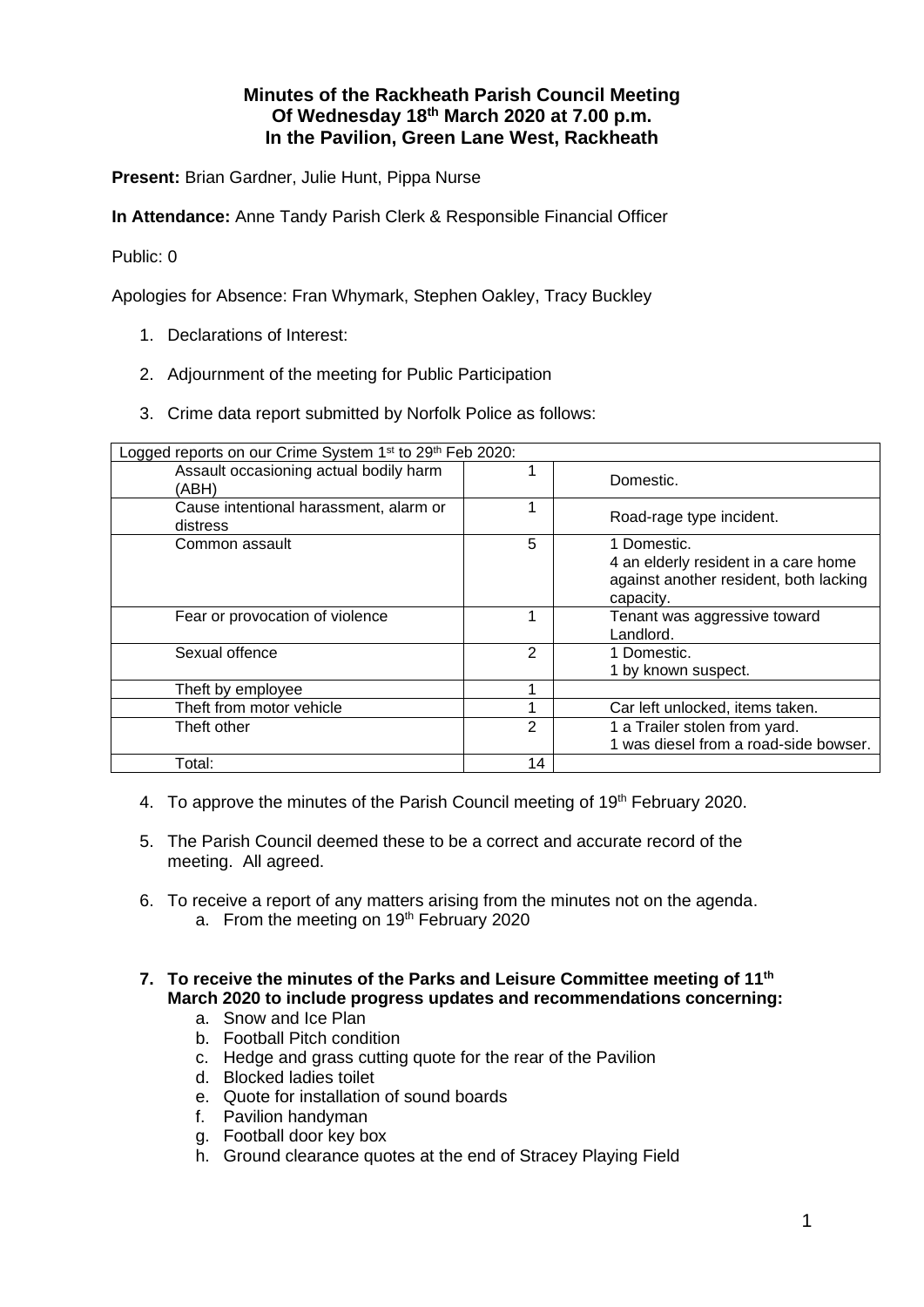**Minutes of the Rackheath Parish Council Meeting**
**Of Wednesday 18th March 2020 at 7.00 p.m.**
**In the Pavilion, Green Lane West, Rackheath**

**Present:** Brian Gardner, Julie Hunt, Pippa Nurse

**In Attendance:** Anne Tandy Parish Clerk & Responsible Financial Officer

Public: 0

Apologies for Absence: Fran Whymark, Stephen Oakley, Tracy Buckley

1. Declarations of Interest:
2. Adjournment of the meeting for Public Participation
3. Crime data report submitted by Norfolk Police as follows:

| Logged reports on our Crime System 1st to 29th Feb 2020: | | |
|---|---|---|
| Assault occasioning actual bodily harm (ABH) | 1 | Domestic. |
| Cause intentional harassment, alarm or distress | 1 | Road-rage type incident. |
| Common assault | 5 | 1 Domestic.<br>4 an elderly resident in a care home against another resident, both lacking capacity. |
| Fear or provocation of violence | 1 | Tenant was aggressive toward Landlord. |
| Sexual offence | 2 | 1 Domestic.<br>1 by known suspect. |
| Theft by employee | 1 | |
| Theft from motor vehicle | 1 | Car left unlocked, items taken. |
| Theft other | 2 | 1 a Trailer stolen from yard.<br>1 was diesel from a road-side bowser. |
| Total: | 14 | |

4. To approve the minutes of the Parish Council meeting of 19th February 2020.
5. The Parish Council deemed these to be a correct and accurate record of the meeting. All agreed.
6. To receive a report of any matters arising from the minutes not on the agenda.
   a. From the meeting on 19th February 2020
7. **To receive the minutes of the Parks and Leisure Committee meeting of 11th March 2020 to include progress updates and recommendations concerning:**
   a. Snow and Ice Plan
   b. Football Pitch condition
   c. Hedge and grass cutting quote for the rear of the Pavilion
   d. Blocked ladies toilet
   e. Quote for installation of sound boards
   f. Pavilion handyman
   g. Football door key box
   h. Ground clearance quotes at the end of Stracey Playing Field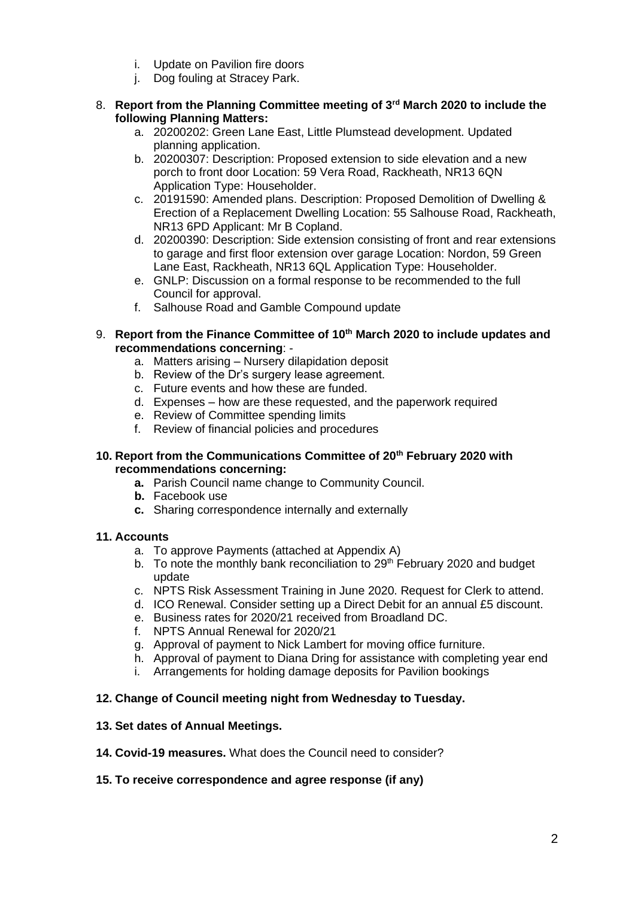i. Update on Pavilion fire doors
j. Dog fouling at Stracey Park.

8. **Report from the Planning Committee meeting of 3rd March 2020 to include the following Planning Matters:**
    a. 20200202: Green Lane East, Little Plumstead development. Updated planning application.
    b. 20200307: Description: Proposed extension to side elevation and a new porch to front door Location: 59 Vera Road, Rackheath, NR13 6QN Application Type: Householder.
    c. 20191590: Amended plans. Description: Proposed Demolition of Dwelling & Erection of a Replacement Dwelling Location: 55 Salhouse Road, Rackheath, NR13 6PD Applicant: Mr B Copland.
    d. 20200390: Description: Side extension consisting of front and rear extensions to garage and first floor extension over garage Location: Nordon, 59 Green Lane East, Rackheath, NR13 6QL Application Type: Householder.
    e. GNLP: Discussion on a formal response to be recommended to the full Council for approval.
    f. Salhouse Road and Gamble Compound update

9. **Report from the Finance Committee of 10th March 2020 to include updates and recommendations concerning**: -
    a. Matters arising – Nursery dilapidation deposit
    b. Review of the Dr's surgery lease agreement.
    c. Future events and how these are funded.
    d. Expenses – how are these requested, and the paperwork required
    e. Review of Committee spending limits
    f. Review of financial policies and procedures

10. **Report from the Communications Committee of 20th February 2020 with recommendations concerning:**
    **a.** Parish Council name change to Community Council.
    **b.** Facebook use
    **c.** Sharing correspondence internally and externally

11. **Accounts**
    a. To approve Payments (attached at Appendix A)
    b. To note the monthly bank reconciliation to 29th February 2020 and budget update
    c. NPTS Risk Assessment Training in June 2020. Request for Clerk to attend.
    d. ICO Renewal. Consider setting up a Direct Debit for an annual £5 discount.
    e. Business rates for 2020/21 received from Broadland DC.
    f. NPTS Annual Renewal for 2020/21
    g. Approval of payment to Nick Lambert for moving office furniture.
    h. Approval of payment to Diana Dring for assistance with completing year end
    i. Arrangements for holding damage deposits for Pavilion bookings

12. **Change of Council meeting night from Wednesday to Tuesday.**

13. **Set dates of Annual Meetings.**

14. **Covid-19 measures.** What does the Council need to consider?

15. **To receive correspondence and agree response (if any)**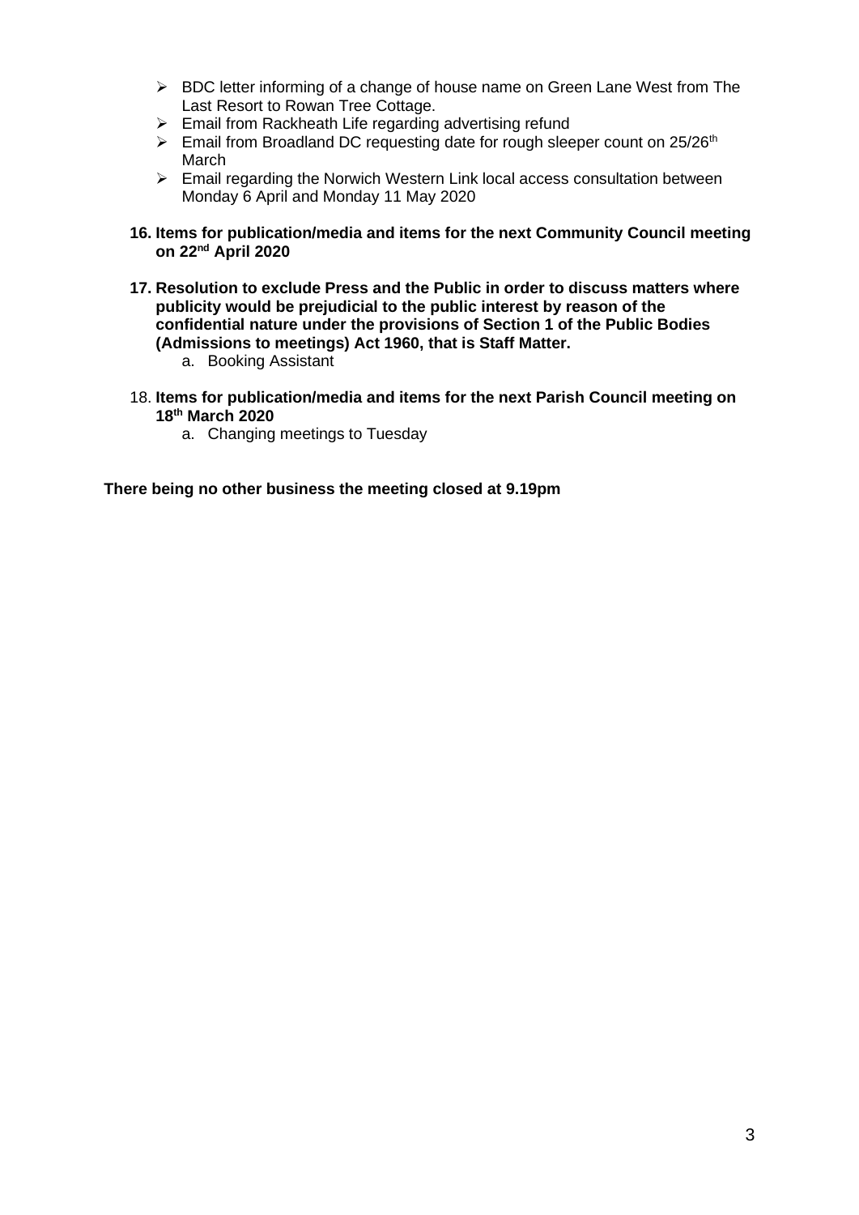- BDC letter informing of a change of house name on Green Lane West from The Last Resort to Rowan Tree Cottage.
- Email from Rackheath Life regarding advertising refund
- Email from Broadland DC requesting date for rough sleeper count on 25/26th March
- Email regarding the Norwich Western Link local access consultation between Monday 6 April and Monday 11 May 2020

**16. Items for publication/media and items for the next Community Council meeting on 22nd April 2020**

**17. Resolution to exclude Press and the Public in order to discuss matters where publicity would be prejudicial to the public interest by reason of the confidential nature under the provisions of Section 1 of the Public Bodies (Admissions to meetings) Act 1960, that is Staff Matter.**

   a. Booking Assistant

18. **Items for publication/media and items for the next Parish Council meeting on 18th March 2020**

   a. Changing meetings to Tuesday

**There being no other business the meeting closed at 9.19pm**